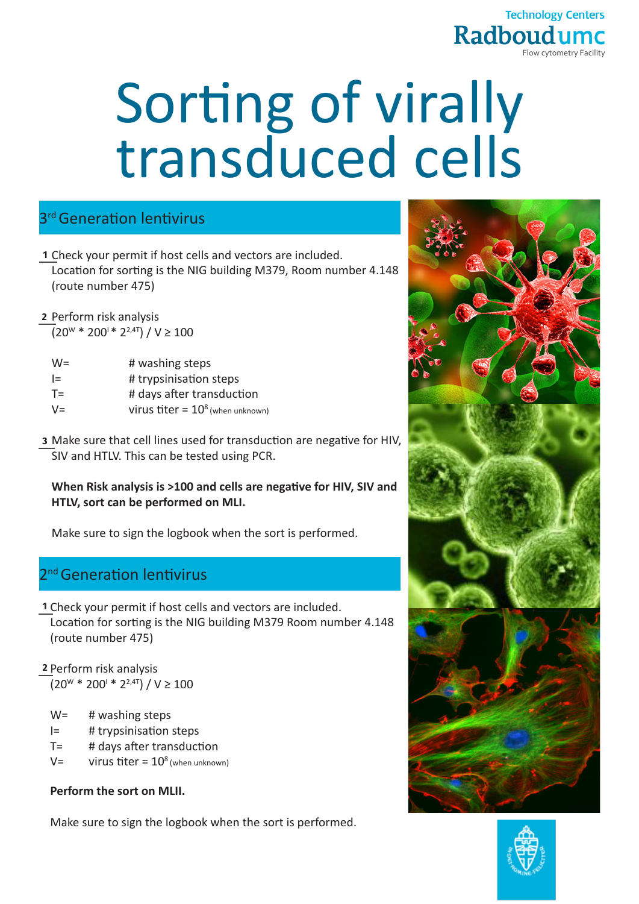Technology Centers
Radboudumc
Flow cytometry Facility

# Sorting of virally transduced cells

## 3rd Generation lentivirus

1 Check your permit if host cells and vectors are included. Location for sorting is the NIG building M379, Room number 4.148 (route number 475)

2 Perform risk analysis
$(20^{W} * 200^{I} * 2^{2,4T}) / V \geq 100$

| | |
|---|---|
| W= | # washing steps |
| I= | # trypsinisation steps |
| T= | # days after transduction |
| V= | virus titer = $10^{8}$ (when unknown) |

3 Make sure that cell lines used for transduction are negative for HIV, SIV and HTLV. This can be tested using PCR.

**When Risk analysis is >100 and cells are negative for HIV, SIV and HTLV, sort can be performed on MLI.**

Make sure to sign the logbook when the sort is performed.

## 2nd Generation lentivirus

1 Check your permit if host cells and vectors are included. Location for sorting is the NIG building M379 Room number 4.148 (route number 475)

2 Perform risk analysis
$(20^{W} * 200^{I} * 2^{2,4T}) / V \geq 100$

| | |
|---|---|
| W= | # washing steps |
| I= | # trypsinisation steps |
| T= | # days after transduction |
| V= | virus titer = $10^{8}$ (when unknown) |

**Perform the sort on MLII.**

Make sure to sign the logbook when the sort is performed.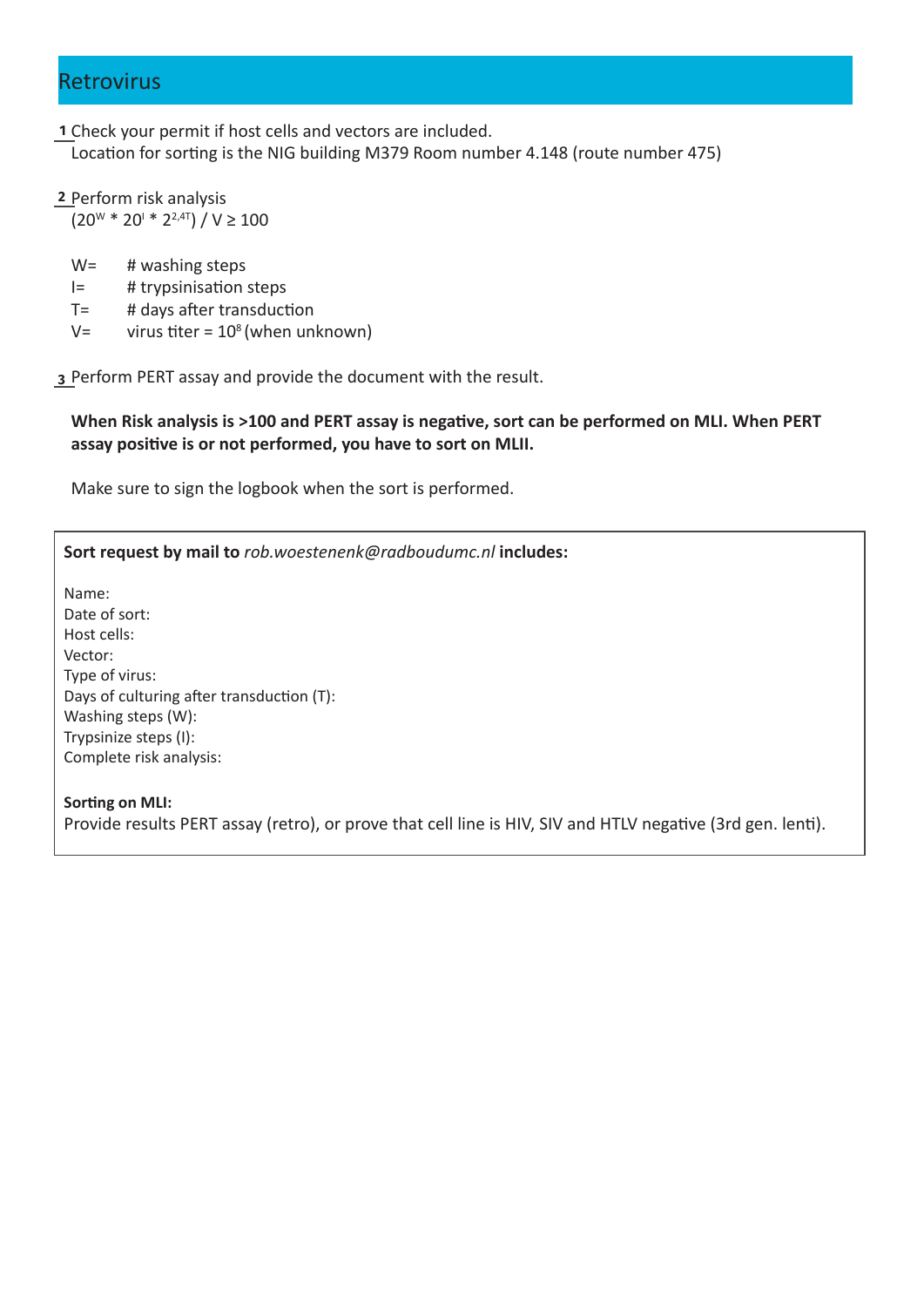# Retrovirus

1. Check your permit if host cells and vectors are included.
   Location for sorting is the NIG building M379 Room number 4.148 (route number 475)

2. Perform risk analysis
   $(20^{W} * 20^{I} * 2^{2,4T}) / V \geq 100$

   W= # washing steps
   I= # trypsinisation steps
   T= # days after transduction
   V= virus titer = $10^{8}$ (when unknown)

3. Perform PERT assay and provide the document with the result.

   **When Risk analysis is >100 and PERT assay is negative, sort can be performed on MLI. When PERT assay positive is or not performed, you have to sort on MLII.**

   Make sure to sign the logbook when the sort is performed.

---

**Sort request by mail to** *rob.woestenenk@radboudumc.nl* **includes:**

Name:
Date of sort:
Host cells:
Vector:
Type of virus:
Days of culturing after transduction (T):
Washing steps (W):
Trypsinize steps (I):
Complete risk analysis:

**Sorting on MLI:**
Provide results PERT assay (retro), or prove that cell line is HIV, SIV and HTLV negative (3rd gen. lenti).

---